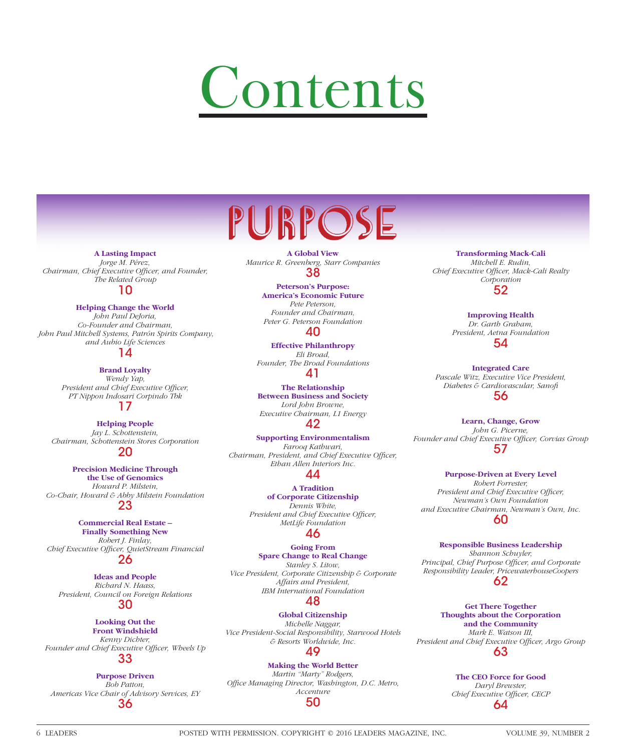# Contents

## PURPOSE

**A Lasting Impact**
*Jorge M. Pérez, Chairman, Chief Executive Officer, and Founder, The Related Group*
10

**Helping Change the World**
*John Paul DeJoria, Co-Founder and Chairman, John Paul Mitchell Systems, Patrón Spirits Company, and Aubio Life Sciences*
14

**Brand Loyalty**
*Wendy Yap, President and Chief Executive Officer, PT Nippon Indosari Corpindo Tbk*
17

**Helping People**
*Jay L. Schottenstein, Chairman, Schottenstein Stores Corporation*
20

**Precision Medicine Through the Use of Genomics**
*Howard P. Milstein, Co-Chair, Howard & Abby Milstein Foundation*
23

**Commercial Real Estate – Finally Something New**
*Robert J. Finlay, Chief Executive Officer, QuietStream Financial*
26

**Ideas and People**
*Richard N. Haass, President, Council on Foreign Relations*
30

**Looking Out the Front Windshield**
*Kenny Dichter, Founder and Chief Executive Officer, Wheels Up*
33

**Purpose Driven**
*Bob Patton, Americas Vice Chair of Advisory Services, EY*
36

**A Global View**
*Maurice R. Greenberg, Starr Companies*
38

**Peterson's Purpose: America's Economic Future**
*Pete Peterson, Founder and Chairman, Peter G. Peterson Foundation*
40

**Effective Philanthropy**
*Eli Broad, Founder, The Broad Foundations*
41

**The Relationship Between Business and Society**
*Lord John Browne, Executive Chairman, L1 Energy*
42

**Supporting Environmentalism**
*Farooq Kathwari, Chairman, President, and Chief Executive Officer, Ethan Allen Interiors Inc.*
44

**A Tradition of Corporate Citizenship**
*Dennis White, President and Chief Executive Officer, MetLife Foundation*
46

**Going From Spare Change to Real Change**
*Stanley S. Litow, Vice President, Corporate Citizenship & Corporate Affairs and President, IBM International Foundation*
48

**Global Citizenship**
*Michelle Naggar, Vice President-Social Responsibility, Starwood Hotels & Resorts Worldwide, Inc.*
49

**Making the World Better**
*Martin "Marty" Rodgers, Office Managing Director, Washington, D.C. Metro, Accenture*
50

**Transforming Mack-Cali**
*Mitchell E. Rudin, Chief Executive Officer, Mack-Cali Realty Corporation*
52

**Improving Health**
*Dr. Garth Graham, President, Aetna Foundation*
54

**Integrated Care**
*Pascale Witz, Executive Vice President, Diabetes & Cardiovascular, Sanofi*
56

**Learn, Change, Grow**
*John G. Picerne, Founder and Chief Executive Officer, Corvias Group*
57

**Purpose-Driven at Every Level**
*Robert Forrester, President and Chief Executive Officer, Newman's Own Foundation and Executive Chairman, Newman's Own, Inc.*
60

**Responsible Business Leadership**
*Shannon Schuyler, Principal, Chief Purpose Officer, and Corporate Responsibility Leader, PricewaterhouseCoopers*
62

**Get There Together Thoughts about the Corporation and the Community**
*Mark E. Watson III, President and Chief Executive Officer, Argo Group*
63

**The CEO Force for Good**
*Daryl Brewster, Chief Executive Officer, CECP*
64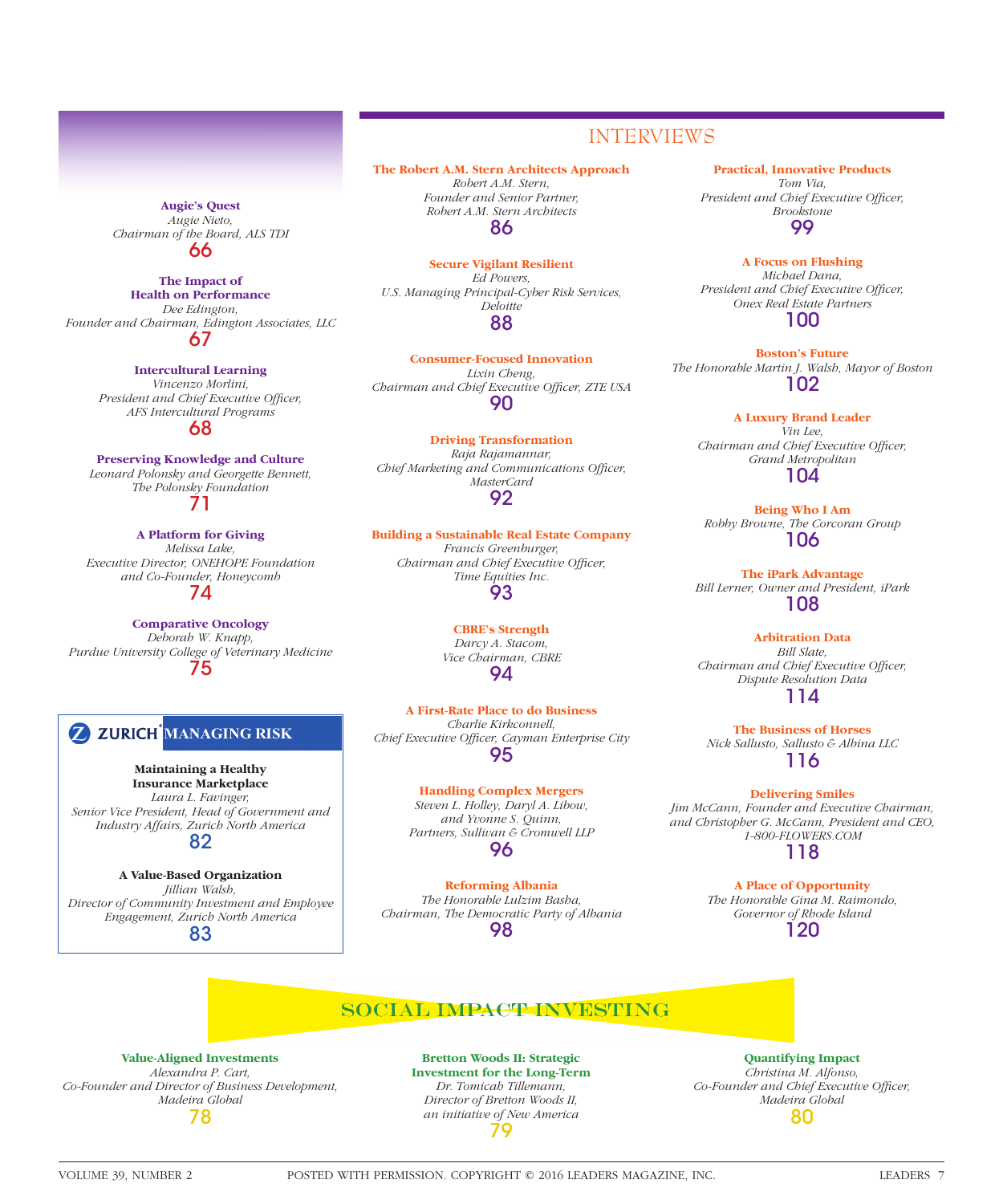**Augie's Quest**
*Augie Nieto,*
*Chairman of the Board, ALS TDI*
66

**The Impact of Health on Performance**
*Dee Edington,*
*Founder and Chairman, Edington Associates, LLC*
67

**Intercultural Learning**
*Vincenzo Morlini,*
*President and Chief Executive Officer,*
*AFS Intercultural Programs*
68

**Preserving Knowledge and Culture**
*Leonard Polonsky and Georgette Bennett,*
*The Polonsky Foundation*
71

**A Platform for Giving**
*Melissa Lake,*
*Executive Director, ONEHOPE Foundation*
*and Co-Founder, Honeycomb*
74

**Comparative Oncology**
*Deborah W. Knapp,*
*Purdue University College of Veterinary Medicine*
75

## ZURICH MANAGING RISK

**Maintaining a Healthy Insurance Marketplace**
*Laura L. Favinger,*
*Senior Vice President, Head of Government and Industry Affairs, Zurich North America*
82

**A Value-Based Organization**
*Jillian Walsh,*
*Director of Community Investment and Employee Engagement, Zurich North America*
83

## INTERVIEWS

**The Robert A.M. Stern Architects Approach**
*Robert A.M. Stern,*
*Founder and Senior Partner,*
*Robert A.M. Stern Architects*
86

**Secure Vigilant Resilient**
*Ed Powers,*
*U.S. Managing Principal-Cyber Risk Services,*
*Deloitte*
88

**Consumer-Focused Innovation**
*Lixin Cheng,*
*Chairman and Chief Executive Officer, ZTE USA*
90

**Driving Transformation**
*Raja Rajamannar,*
*Chief Marketing and Communications Officer,*
*MasterCard*
92

**Building a Sustainable Real Estate Company**
*Francis Greenburger,*
*Chairman and Chief Executive Officer,*
*Time Equities Inc.*
93

**CBRE's Strength**
*Darcy A. Stacom,*
*Vice Chairman, CBRE*
94

**A First-Rate Place to do Business**
*Charlie Kirkconnell,*
*Chief Executive Officer, Cayman Enterprise City*
95

**Handling Complex Mergers**
*Steven L. Holley, Daryl A. Libow,*
*and Yvonne S. Quinn,*
*Partners, Sullivan & Cromwell LLP*
96

**Reforming Albania**
*The Honorable Lulzim Basha,*
*Chairman, The Democratic Party of Albania*
98

**Practical, Innovative Products**
*Tom Via,*
*President and Chief Executive Officer,*
*Brookstone*
99

**A Focus on Flushing**
*Michael Dana,*
*President and Chief Executive Officer,*
*Onex Real Estate Partners*
100

**Boston's Future**
*The Honorable Martin J. Walsh, Mayor of Boston*
102

**A Luxury Brand Leader**
*Vin Lee,*
*Chairman and Chief Executive Officer,*
*Grand Metropolitan*
104

**Being Who I Am**
*Robby Browne, The Corcoran Group*
106

**The iPark Advantage**
*Bill Lerner, Owner and President, iPark*
108

**Arbitration Data**
*Bill Slate,*
*Chairman and Chief Executive Officer,*
*Dispute Resolution Data*
114

**The Business of Horses**
*Nick Sallusto, Sallusto & Albina LLC*
116

**Delivering Smiles**
*Jim McCann, Founder and Executive Chairman,*
*and Christopher G. McCann, President and CEO,*
*1-800-FLOWERS.COM*
118

**A Place of Opportunity**
*The Honorable Gina M. Raimondo,*
*Governor of Rhode Island*
120

## SOCIAL IMPACT INVESTING

**Value-Aligned Investments**
*Alexandra P. Cart,*
*Co-Founder and Director of Business Development,*
*Madeira Global*
78

**Bretton Woods II: Strategic Investment for the Long-Term**
*Dr. Tomicah Tillemann,*
*Director of Bretton Woods II,*
*an initiative of New America*
79

**Quantifying Impact**
*Christina M. Alfonso,*
*Co-Founder and Chief Executive Officer,*
*Madeira Global*
80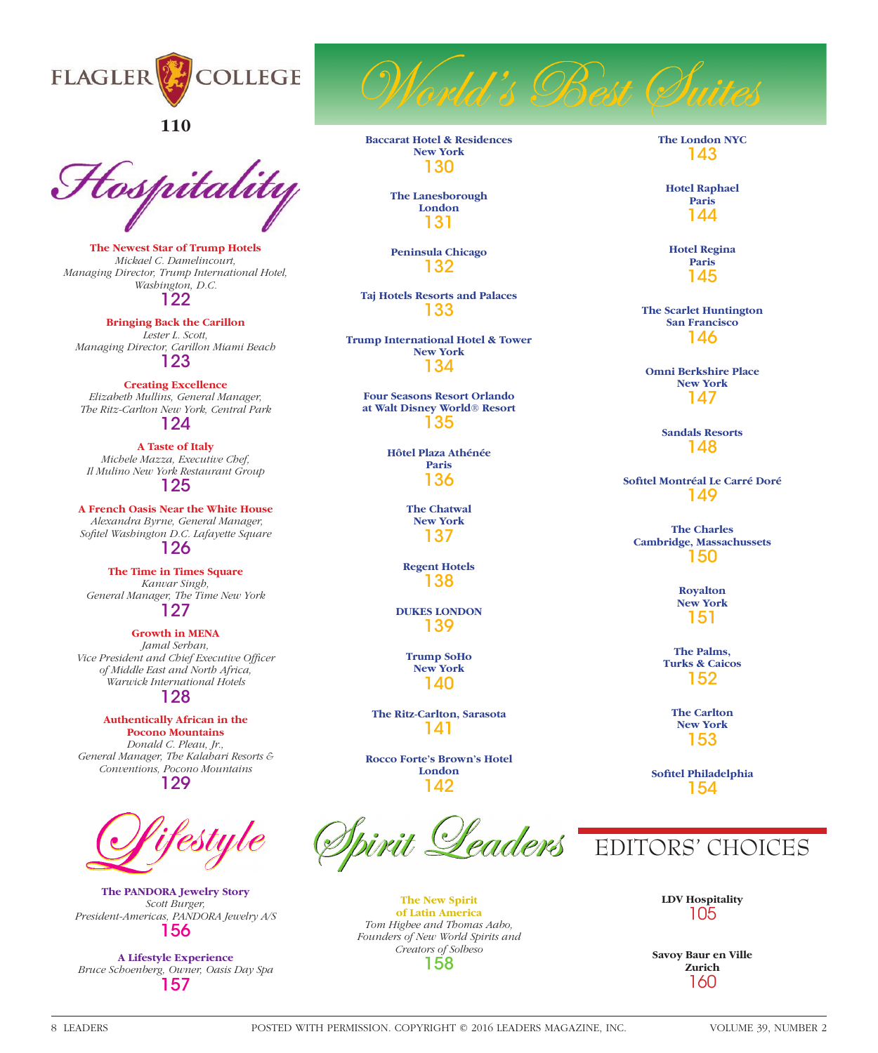FLAGLER COLLEGE

110

# Hospitality

**The Newest Star of Trump Hotels**
*Mickael C. Damelincourt,*
*Managing Director, Trump International Hotel,*
*Washington, D.C.*
122

**Bringing Back the Carillon**
*Lester L. Scott,*
*Managing Director, Carillon Miami Beach*
123

**Creating Excellence**
*Elizabeth Mullins, General Manager,*
*The Ritz-Carlton New York, Central Park*
124

**A Taste of Italy**
*Michele Mazza, Executive Chef,*
*Il Mulino New York Restaurant Group*
125

**A French Oasis Near the White House**
*Alexandra Byrne, General Manager,*
*Sofitel Washington D.C. Lafayette Square*
126

**The Time in Times Square**
*Kanwar Singh,*
*General Manager, The Time New York*
127

**Growth in MENA**
*Jamal Serhan,*
*Vice President and Chief Executive Officer*
*of Middle East and North Africa,*
*Warwick International Hotels*
128

**Authentically African in the Pocono Mountains**
*Donald C. Pleau, Jr.,*
*General Manager, The Kalahari Resorts &*
*Conventions, Pocono Mountains*
129

# World's Best Suites

**Baccarat Hotel & Residences**
**New York**
130

**The Lanesborough**
**London**
131

**Peninsula Chicago**
132

**Taj Hotels Resorts and Palaces**
133

**Trump International Hotel & Tower**
**New York**
134

**Four Seasons Resort Orlando at Walt Disney World® Resort**
135

**Hôtel Plaza Athénée**
**Paris**
136

**The Chatwal**
**New York**
137

**Regent Hotels**
138

**DUKES LONDON**
139

**Trump SoHo**
**New York**
140

**The Ritz-Carlton, Sarasota**
141

**Rocco Forte's Brown's Hotel**
**London**
142

**The London NYC**
143

**Hotel Raphael**
**Paris**
144

**Hotel Regina**
**Paris**
145

**The Scarlet Huntington**
**San Francisco**
146

**Omni Berkshire Place**
**New York**
147

**Sandals Resorts**
148

**Sofitel Montréal Le Carré Doré**
149

**The Charles**
**Cambridge, Massachussets**
150

**Royalton**
**New York**
151

**The Palms,**
**Turks & Caicos**
152

**The Carlton**
**New York**
153

**Sofitel Philadelphia**
154

# Lifestyle

**The PANDORA Jewelry Story**
*Scott Burger,*
*President-Americas, PANDORA Jewelry A/S*
156

**A Lifestyle Experience**
*Bruce Schoenberg, Owner, Oasis Day Spa*
157

# Spirit Leaders

**The New Spirit of Latin America**
*Tom Higbee and Thomas Aabo,*
*Founders of New World Spirits and*
*Creators of Solbeso*
158

# EDITORS' CHOICES

**LDV Hospitality**
105

**Savoy Baur en Ville**
**Zurich**
160

POSTED WITH PERMISSION. COPYRIGHT © 2016 LEADERS MAGAZINE, INC.